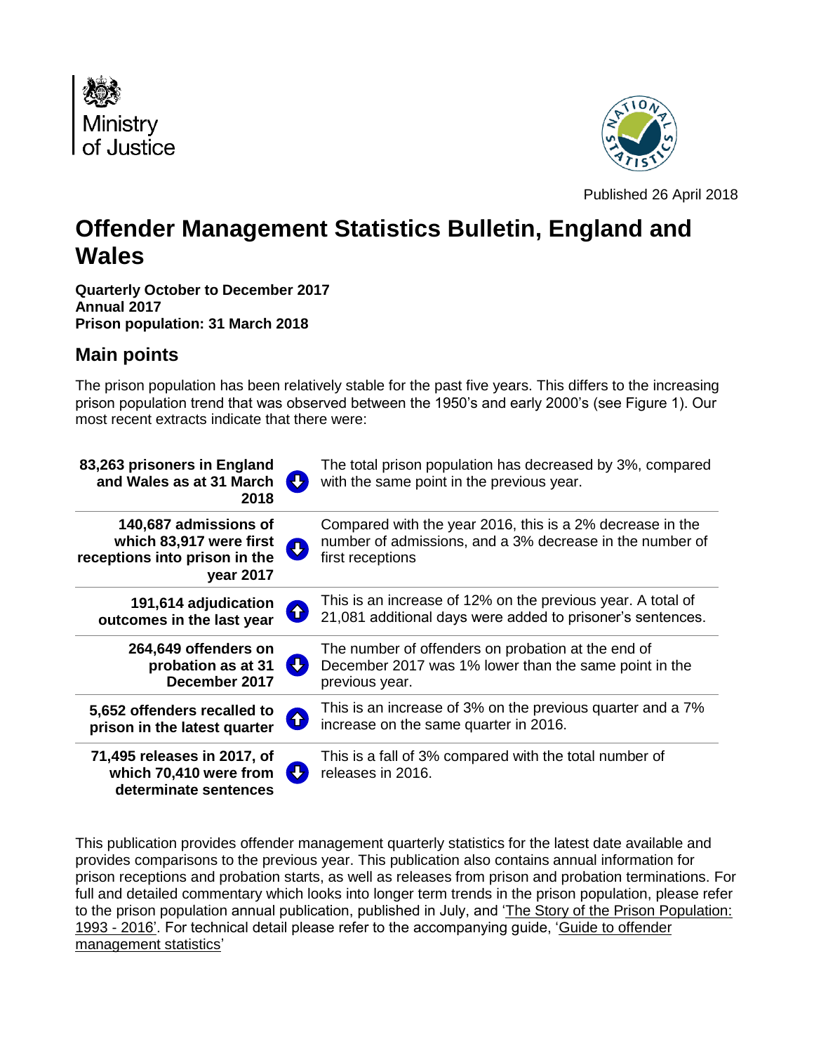Ministry of Justice

Published 26 April 2018

# Offender Management Statistics Bulletin, England and Wales

**Quarterly October to December 2017**
**Annual 2017**
**Prison population: 31 March 2018**

## Main points

The prison population has been relatively stable for the past five years. This differs to the increasing prison population trend that was observed between the 1950's and early 2000's (see Figure 1). Our most recent extracts indicate that there were:

| | | |
|---|---|---|
| **83,263 prisoners in England and Wales as at 31 March 2018** | ↓ | The total prison population has decreased by 3%, compared with the same point in the previous year. |
| **140,687 admissions of which 83,917 were first receptions into prison in the year 2017** | ↓ | Compared with the year 2016, this is a 2% decrease in the number of admissions, and a 3% decrease in the number of first receptions |
| **191,614 adjudication outcomes in the last year** | ↑ | This is an increase of 12% on the previous year. A total of 21,081 additional days were added to prisoner's sentences. |
| **264,649 offenders on probation as at 31 December 2017** | ↓ | The number of offenders on probation at the end of December 2017 was 1% lower than the same point in the previous year. |
| **5,652 offenders recalled to prison in the latest quarter** | ↑ | This is an increase of 3% on the previous quarter and a 7% increase on the same quarter in 2016. |
| **71,495 releases in 2017, of which 70,410 were from determinate sentences** | ↓ | This is a fall of 3% compared with the total number of releases in 2016. |

This publication provides offender management quarterly statistics for the latest date available and provides comparisons to the previous year. This publication also contains annual information for prison receptions and probation starts, as well as releases from prison and probation terminations. For full and detailed commentary which looks into longer term trends in the prison population, please refer to the prison population annual publication, published in July, and 'The Story of the Prison Population: 1993 - 2016'. For technical detail please refer to the accompanying guide, 'Guide to offender management statistics'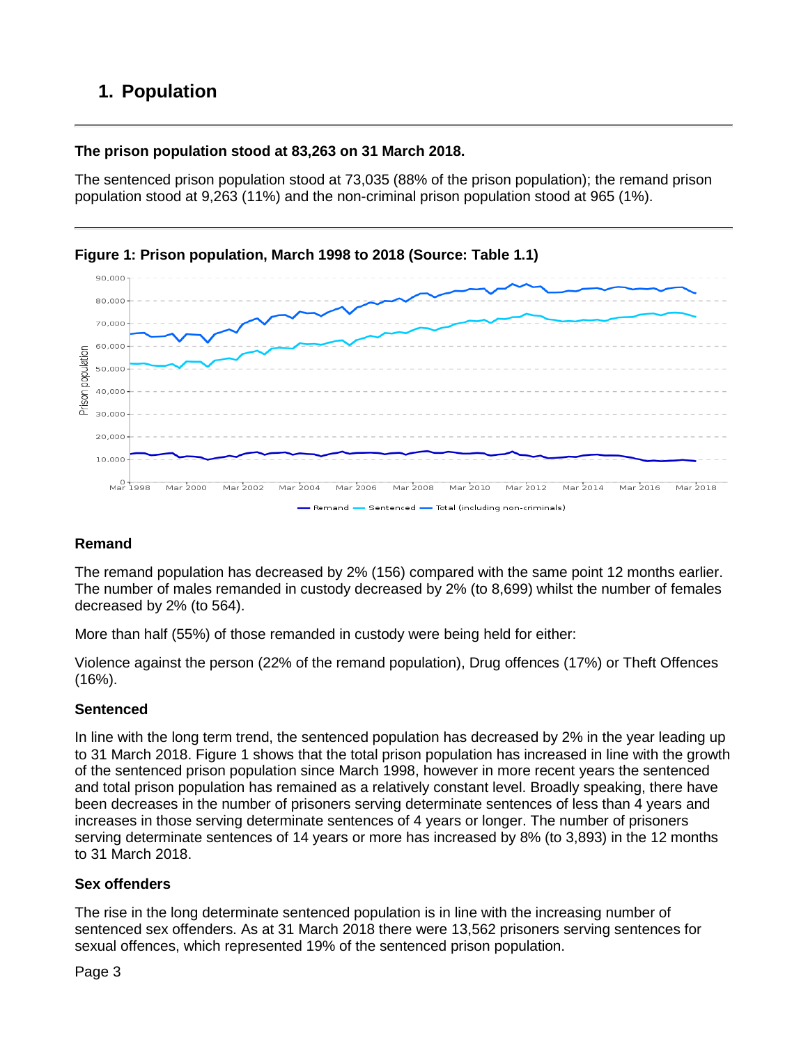# 1. Population

**The prison population stood at 83,263 on 31 March 2018.**

The sentenced prison population stood at 73,035 (88% of the prison population); the remand prison population stood at 9,263 (11%) and the non-criminal prison population stood at 965 (1%).

**Figure 1: Prison population, March 1998 to 2018 (Source: Table 1.1)**

### Remand

The remand population has decreased by 2% (156) compared with the same point 12 months earlier. The number of males remanded in custody decreased by 2% (to 8,699) whilst the number of females decreased by 2% (to 564).

More than half (55%) of those remanded in custody were being held for either:

Violence against the person (22% of the remand population), Drug offences (17%) or Theft Offences (16%).

### Sentenced

In line with the long term trend, the sentenced population has decreased by 2% in the year leading up to 31 March 2018. Figure 1 shows that the total prison population has increased in line with the growth of the sentenced prison population since March 1998, however in more recent years the sentenced and total prison population has remained as a relatively constant level. Broadly speaking, there have been decreases in the number of prisoners serving determinate sentences of less than 4 years and increases in those serving determinate sentences of 4 years or longer. The number of prisoners serving determinate sentences of 14 years or more has increased by 8% (to 3,893) in the 12 months to 31 March 2018.

### Sex offenders

The rise in the long determinate sentenced population is in line with the increasing number of sentenced sex offenders. As at 31 March 2018 there were 13,562 prisoners serving sentences for sexual offences, which represented 19% of the sentenced prison population.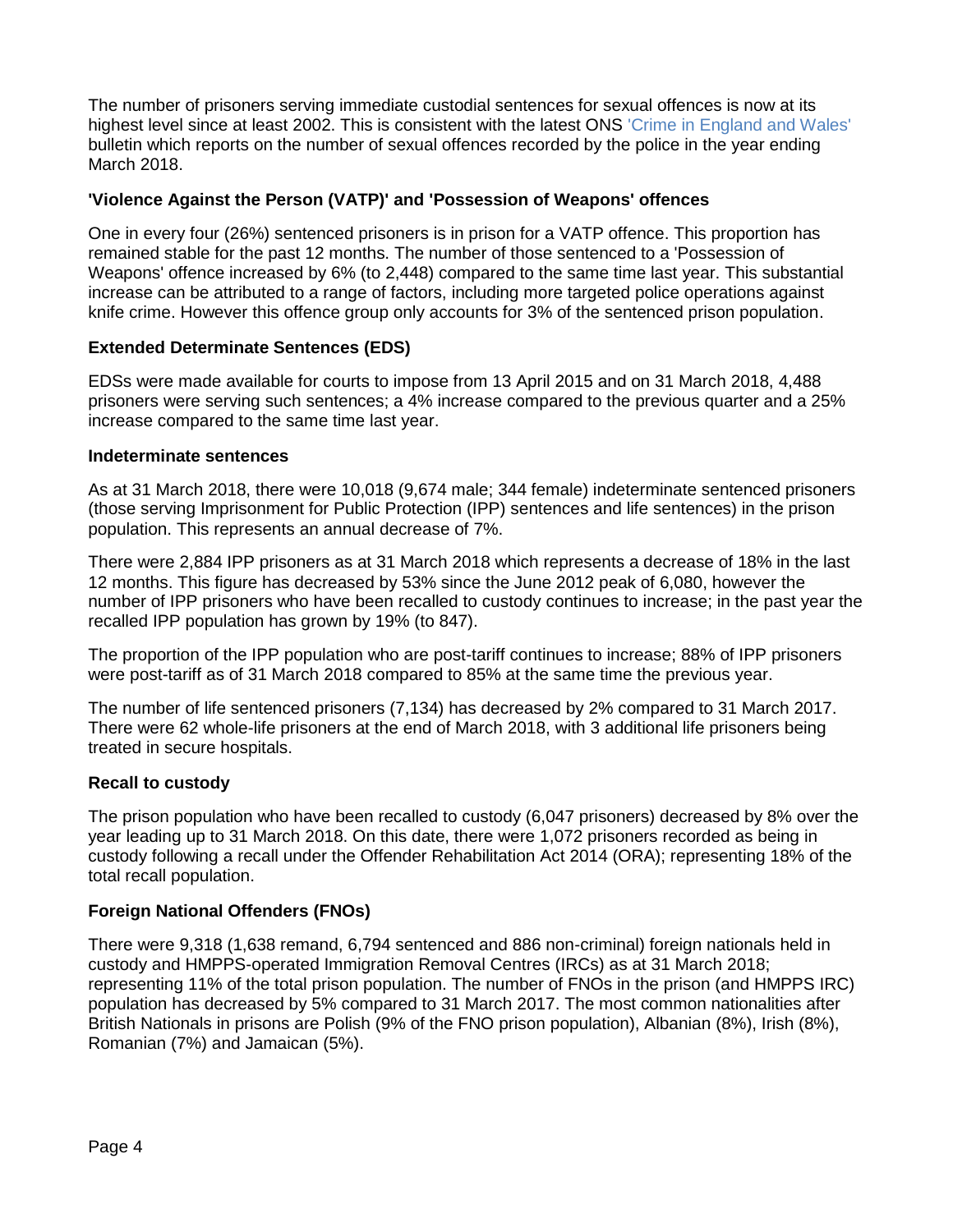The number of prisoners serving immediate custodial sentences for sexual offences is now at its highest level since at least 2002. This is consistent with the latest ONS 'Crime in England and Wales' bulletin which reports on the number of sexual offences recorded by the police in the year ending March 2018.

### 'Violence Against the Person (VATP)' and 'Possession of Weapons' offences

One in every four (26%) sentenced prisoners is in prison for a VATP offence. This proportion has remained stable for the past 12 months. The number of those sentenced to a 'Possession of Weapons' offence increased by 6% (to 2,448) compared to the same time last year. This substantial increase can be attributed to a range of factors, including more targeted police operations against knife crime. However this offence group only accounts for 3% of the sentenced prison population.

### Extended Determinate Sentences (EDS)

EDSs were made available for courts to impose from 13 April 2015 and on 31 March 2018, 4,488 prisoners were serving such sentences; a 4% increase compared to the previous quarter and a 25% increase compared to the same time last year.

### Indeterminate sentences

As at 31 March 2018, there were 10,018 (9,674 male; 344 female) indeterminate sentenced prisoners (those serving Imprisonment for Public Protection (IPP) sentences and life sentences) in the prison population. This represents an annual decrease of 7%.

There were 2,884 IPP prisoners as at 31 March 2018 which represents a decrease of 18% in the last 12 months. This figure has decreased by 53% since the June 2012 peak of 6,080, however the number of IPP prisoners who have been recalled to custody continues to increase; in the past year the recalled IPP population has grown by 19% (to 847).

The proportion of the IPP population who are post-tariff continues to increase; 88% of IPP prisoners were post-tariff as of 31 March 2018 compared to 85% at the same time the previous year.

The number of life sentenced prisoners (7,134) has decreased by 2% compared to 31 March 2017. There were 62 whole-life prisoners at the end of March 2018, with 3 additional life prisoners being treated in secure hospitals.

### Recall to custody

The prison population who have been recalled to custody (6,047 prisoners) decreased by 8% over the year leading up to 31 March 2018. On this date, there were 1,072 prisoners recorded as being in custody following a recall under the Offender Rehabilitation Act 2014 (ORA); representing 18% of the total recall population.

### Foreign National Offenders (FNOs)

There were 9,318 (1,638 remand, 6,794 sentenced and 886 non-criminal) foreign nationals held in custody and HMPPS-operated Immigration Removal Centres (IRCs) as at 31 March 2018; representing 11% of the total prison population. The number of FNOs in the prison (and HMPPS IRC) population has decreased by 5% compared to 31 March 2017. The most common nationalities after British Nationals in prisons are Polish (9% of the FNO prison population), Albanian (8%), Irish (8%), Romanian (7%) and Jamaican (5%).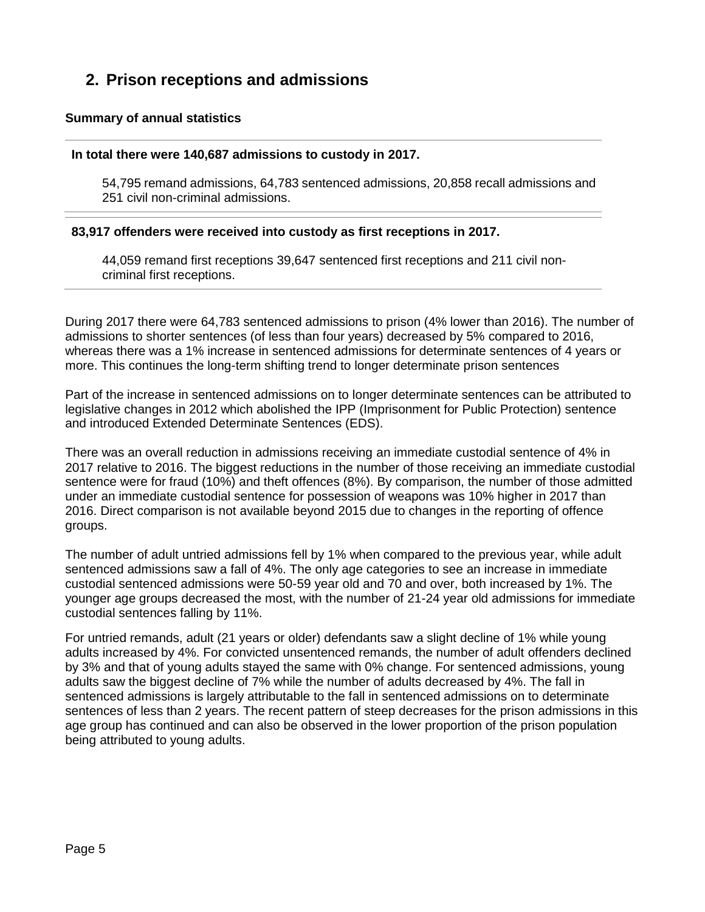## 2. Prison receptions and admissions

### Summary of annual statistics

**In total there were 140,687 admissions to custody in 2017.**

54,795 remand admissions, 64,783 sentenced admissions, 20,858 recall admissions and 251 civil non-criminal admissions.

**83,917 offenders were received into custody as first receptions in 2017.**

44,059 remand first receptions 39,647 sentenced first receptions and 211 civil non-criminal first receptions.

During 2017 there were 64,783 sentenced admissions to prison (4% lower than 2016). The number of admissions to shorter sentences (of less than four years) decreased by 5% compared to 2016, whereas there was a 1% increase in sentenced admissions for determinate sentences of 4 years or more. This continues the long-term shifting trend to longer determinate prison sentences

Part of the increase in sentenced admissions on to longer determinate sentences can be attributed to legislative changes in 2012 which abolished the IPP (Imprisonment for Public Protection) sentence and introduced Extended Determinate Sentences (EDS).

There was an overall reduction in admissions receiving an immediate custodial sentence of 4% in 2017 relative to 2016. The biggest reductions in the number of those receiving an immediate custodial sentence were for fraud (10%) and theft offences (8%). By comparison, the number of those admitted under an immediate custodial sentence for possession of weapons was 10% higher in 2017 than 2016. Direct comparison is not available beyond 2015 due to changes in the reporting of offence groups.

The number of adult untried admissions fell by 1% when compared to the previous year, while adult sentenced admissions saw a fall of 4%. The only age categories to see an increase in immediate custodial sentenced admissions were 50-59 year old and 70 and over, both increased by 1%. The younger age groups decreased the most, with the number of 21-24 year old admissions for immediate custodial sentences falling by 11%.

For untried remands, adult (21 years or older) defendants saw a slight decline of 1% while young adults increased by 4%. For convicted unsentenced remands, the number of adult offenders declined by 3% and that of young adults stayed the same with 0% change. For sentenced admissions, young adults saw the biggest decline of 7% while the number of adults decreased by 4%. The fall in sentenced admissions is largely attributable to the fall in sentenced admissions on to determinate sentences of less than 2 years. The recent pattern of steep decreases for the prison admissions in this age group has continued and can also be observed in the lower proportion of the prison population being attributed to young adults.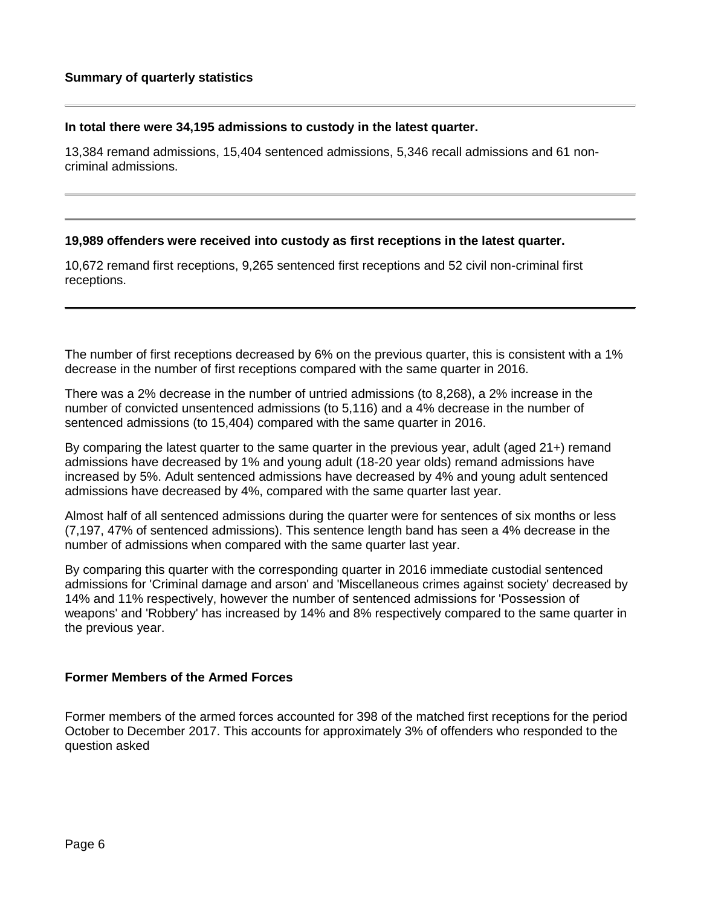## Summary of quarterly statistics

---

**In total there were 34,195 admissions to custody in the latest quarter.**

13,384 remand admissions, 15,404 sentenced admissions, 5,346 recall admissions and 61 non-criminal admissions.

---

**19,989 offenders were received into custody as first receptions in the latest quarter.**

10,672 remand first receptions, 9,265 sentenced first receptions and 52 civil non-criminal first receptions.

---

The number of first receptions decreased by 6% on the previous quarter, this is consistent with a 1% decrease in the number of first receptions compared with the same quarter in 2016.

There was a 2% decrease in the number of untried admissions (to 8,268), a 2% increase in the number of convicted unsentenced admissions (to 5,116) and a 4% decrease in the number of sentenced admissions (to 15,404) compared with the same quarter in 2016.

By comparing the latest quarter to the same quarter in the previous year, adult (aged 21+) remand admissions have decreased by 1% and young adult (18-20 year olds) remand admissions have increased by 5%. Adult sentenced admissions have decreased by 4% and young adult sentenced admissions have decreased by 4%, compared with the same quarter last year.

Almost half of all sentenced admissions during the quarter were for sentences of six months or less (7,197, 47% of sentenced admissions). This sentence length band has seen a 4% decrease in the number of admissions when compared with the same quarter last year.

By comparing this quarter with the corresponding quarter in 2016 immediate custodial sentenced admissions for 'Criminal damage and arson' and 'Miscellaneous crimes against society' decreased by 14% and 11% respectively, however the number of sentenced admissions for 'Possession of weapons' and 'Robbery' has increased by 14% and 8% respectively compared to the same quarter in the previous year.

### Former Members of the Armed Forces

Former members of the armed forces accounted for 398 of the matched first receptions for the period October to December 2017. This accounts for approximately 3% of offenders who responded to the question asked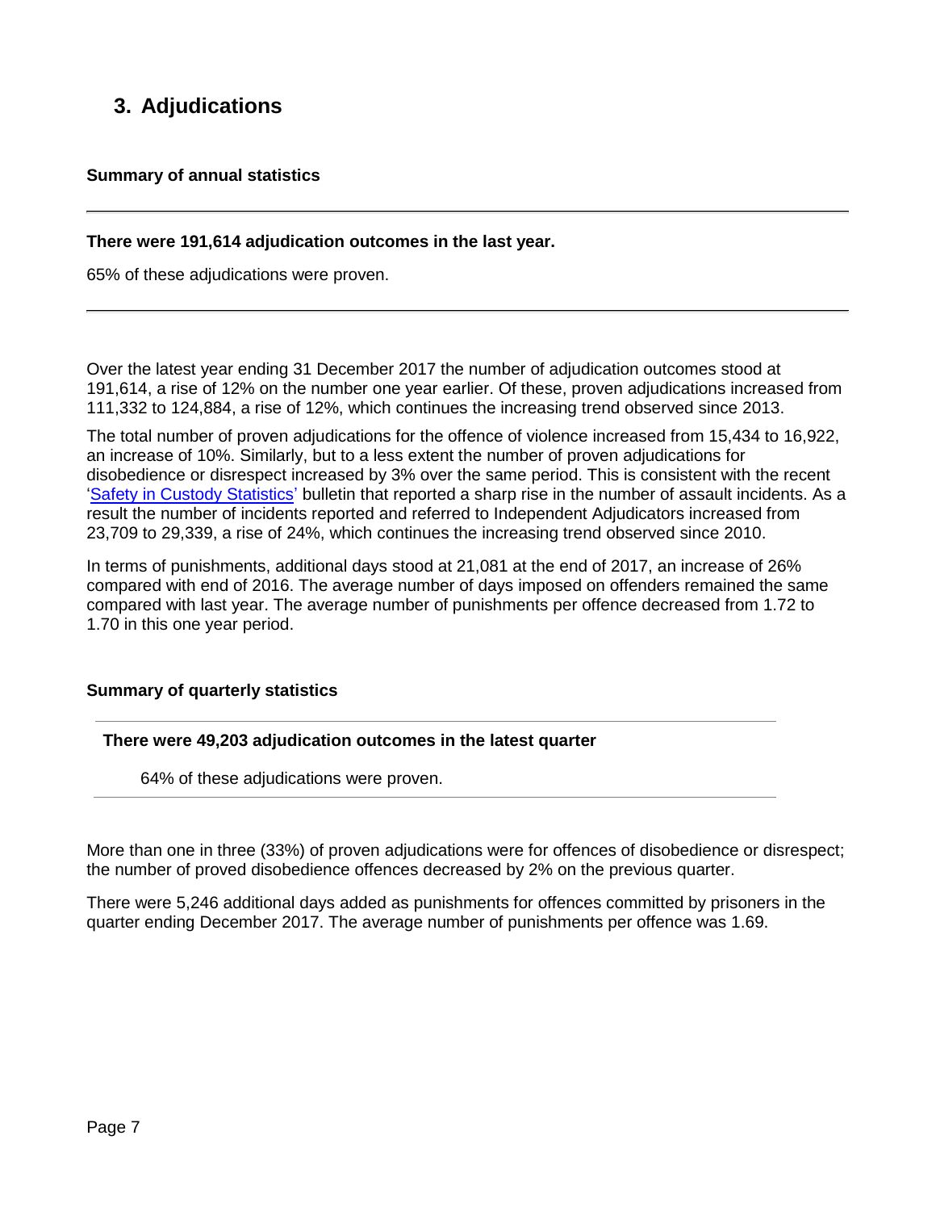## 3. Adjudications

### Summary of annual statistics

---

**There were 191,614 adjudication outcomes in the last year.**

65% of these adjudications were proven.

---

Over the latest year ending 31 December 2017 the number of adjudication outcomes stood at 191,614, a rise of 12% on the number one year earlier. Of these, proven adjudications increased from 111,332 to 124,884, a rise of 12%, which continues the increasing trend observed since 2013.

The total number of proven adjudications for the offence of violence increased from 15,434 to 16,922, an increase of 10%. Similarly, but to a less extent the number of proven adjudications for disobedience or disrespect increased by 3% over the same period. This is consistent with the recent 'Safety in Custody Statistics' bulletin that reported a sharp rise in the number of assault incidents. As a result the number of incidents reported and referred to Independent Adjudicators increased from 23,709 to 29,339, a rise of 24%, which continues the increasing trend observed since 2010.

In terms of punishments, additional days stood at 21,081 at the end of 2017, an increase of 26% compared with end of 2016. The average number of days imposed on offenders remained the same compared with last year. The average number of punishments per offence decreased from 1.72 to 1.70 in this one year period.

### Summary of quarterly statistics

---

**There were 49,203 adjudication outcomes in the latest quarter**

64% of these adjudications were proven.

---

More than one in three (33%) of proven adjudications were for offences of disobedience or disrespect; the number of proved disobedience offences decreased by 2% on the previous quarter.

There were 5,246 additional days added as punishments for offences committed by prisoners in the quarter ending December 2017. The average number of punishments per offence was 1.69.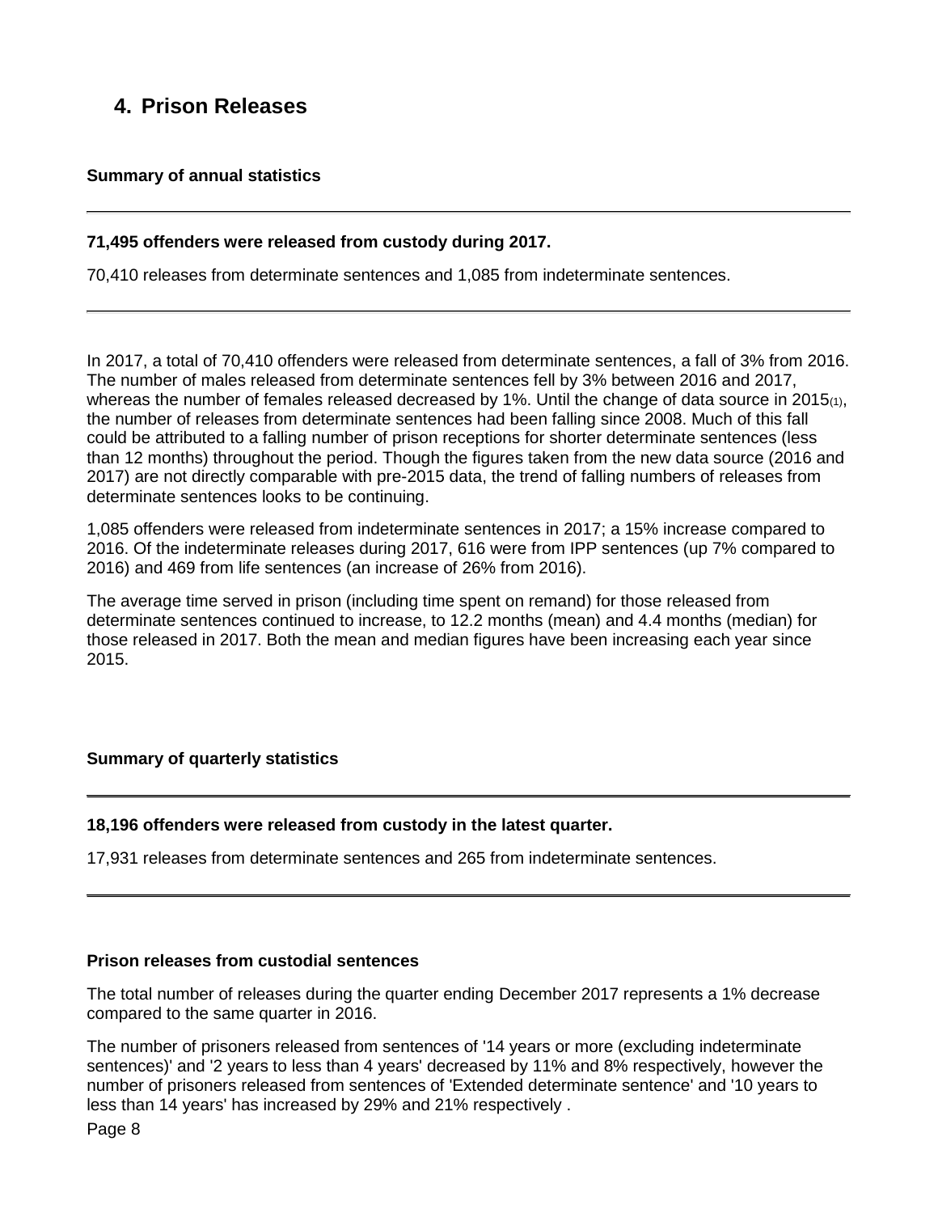## 4. Prison Releases

### Summary of annual statistics

---

**71,495 offenders were released from custody during 2017.**

70,410 releases from determinate sentences and 1,085 from indeterminate sentences.

---

In 2017, a total of 70,410 offenders were released from determinate sentences, a fall of 3% from 2016. The number of males released from determinate sentences fell by 3% between 2016 and 2017, whereas the number of females released decreased by 1%. Until the change of data source in 2015(1), the number of releases from determinate sentences had been falling since 2008. Much of this fall could be attributed to a falling number of prison receptions for shorter determinate sentences (less than 12 months) throughout the period. Though the figures taken from the new data source (2016 and 2017) are not directly comparable with pre-2015 data, the trend of falling numbers of releases from determinate sentences looks to be continuing.

1,085 offenders were released from indeterminate sentences in 2017; a 15% increase compared to 2016. Of the indeterminate releases during 2017, 616 were from IPP sentences (up 7% compared to 2016) and 469 from life sentences (an increase of 26% from 2016).

The average time served in prison (including time spent on remand) for those released from determinate sentences continued to increase, to 12.2 months (mean) and 4.4 months (median) for those released in 2017. Both the mean and median figures have been increasing each year since 2015.

### Summary of quarterly statistics

---

**18,196 offenders were released from custody in the latest quarter.**

17,931 releases from determinate sentences and 265 from indeterminate sentences.

---

### Prison releases from custodial sentences

The total number of releases during the quarter ending December 2017 represents a 1% decrease compared to the same quarter in 2016.

The number of prisoners released from sentences of '14 years or more (excluding indeterminate sentences)' and '2 years to less than 4 years' decreased by 11% and 8% respectively, however the number of prisoners released from sentences of 'Extended determinate sentence' and '10 years to less than 14 years' has increased by 29% and 21% respectively .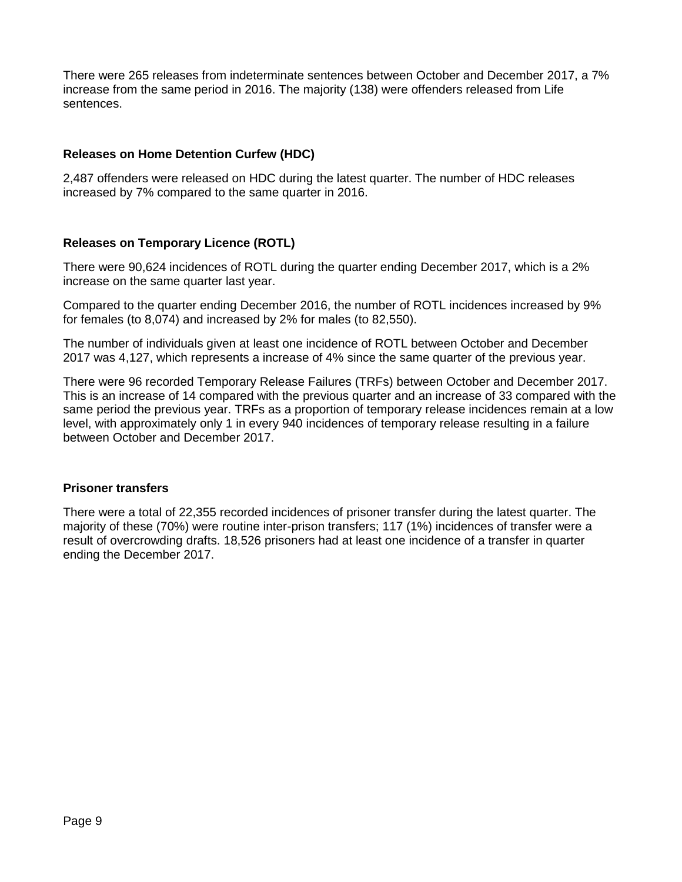There were 265 releases from indeterminate sentences between October and December 2017, a 7% increase from the same period in 2016. The majority (138) were offenders released from Life sentences.

### Releases on Home Detention Curfew (HDC)

2,487 offenders were released on HDC during the latest quarter. The number of HDC releases increased by 7% compared to the same quarter in 2016.

### Releases on Temporary Licence (ROTL)

There were 90,624 incidences of ROTL during the quarter ending December 2017, which is a 2% increase on the same quarter last year.

Compared to the quarter ending December 2016, the number of ROTL incidences increased by 9% for females (to 8,074) and increased by 2% for males (to 82,550).

The number of individuals given at least one incidence of ROTL between October and December 2017 was 4,127, which represents a increase of 4% since the same quarter of the previous year.

There were 96 recorded Temporary Release Failures (TRFs) between October and December 2017. This is an increase of 14 compared with the previous quarter and an increase of 33 compared with the same period the previous year. TRFs as a proportion of temporary release incidences remain at a low level, with approximately only 1 in every 940 incidences of temporary release resulting in a failure between October and December 2017.

### Prisoner transfers

There were a total of 22,355 recorded incidences of prisoner transfer during the latest quarter. The majority of these (70%) were routine inter-prison transfers; 117 (1%) incidences of transfer were a result of overcrowding drafts. 18,526 prisoners had at least one incidence of a transfer in quarter ending the December 2017.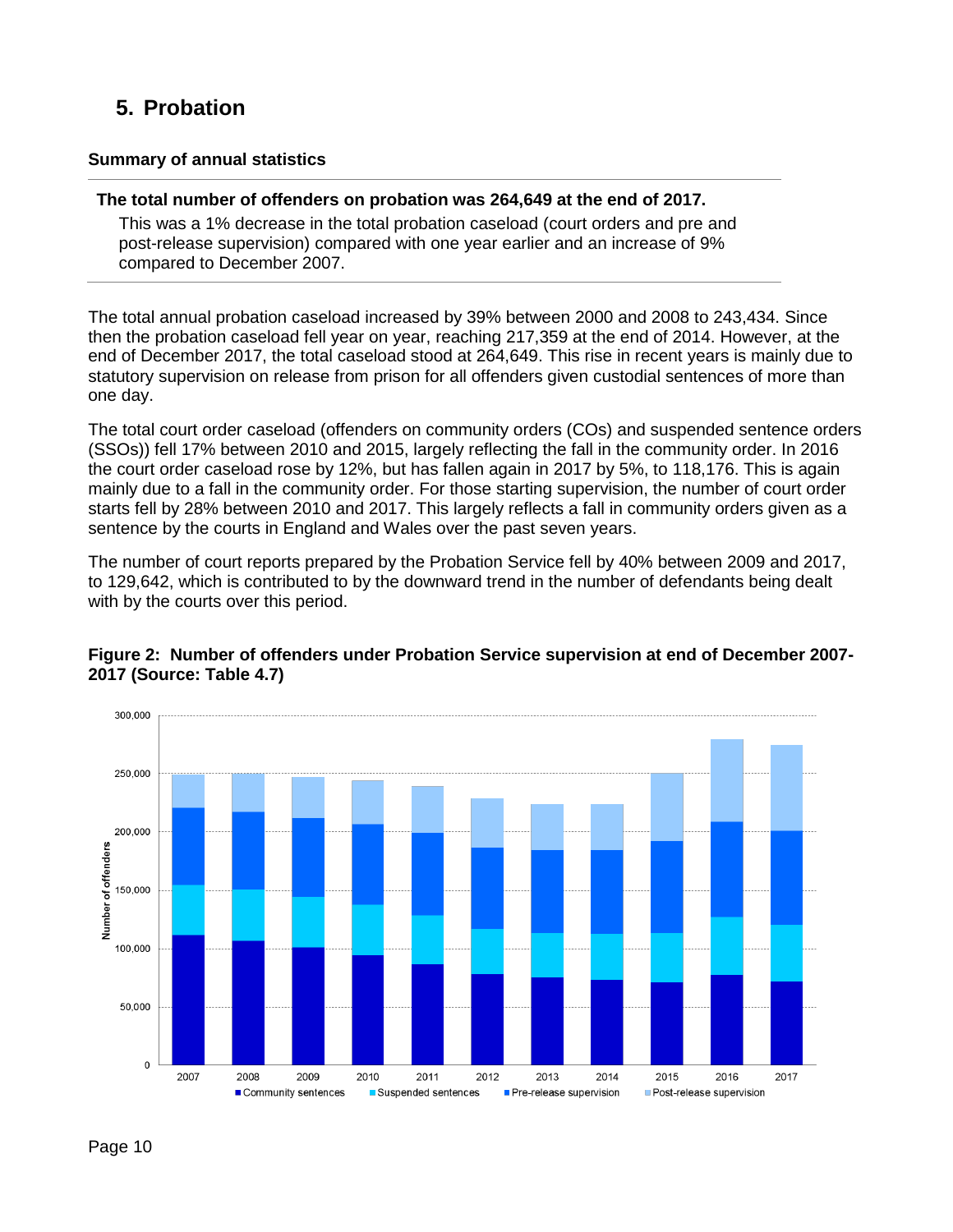# 5. Probation

### Summary of annual statistics

**The total number of offenders on probation was 264,649 at the end of 2017.**

This was a 1% decrease in the total probation caseload (court orders and pre and post-release supervision) compared with one year earlier and an increase of 9% compared to December 2007.

The total annual probation caseload increased by 39% between 2000 and 2008 to 243,434. Since then the probation caseload fell year on year, reaching 217,359 at the end of 2014. However, at the end of December 2017, the total caseload stood at 264,649. This rise in recent years is mainly due to statutory supervision on release from prison for all offenders given custodial sentences of more than one day.

The total court order caseload (offenders on community orders (COs) and suspended sentence orders (SSOs)) fell 17% between 2010 and 2015, largely reflecting the fall in the community order. In 2016 the court order caseload rose by 12%, but has fallen again in 2017 by 5%, to 118,176. This is again mainly due to a fall in the community order. For those starting supervision, the number of court order starts fell by 28% between 2010 and 2017. This largely reflects a fall in community orders given as a sentence by the courts in England and Wales over the past seven years.

The number of court reports prepared by the Probation Service fell by 40% between 2009 and 2017, to 129,642, which is contributed to by the downward trend in the number of defendants being dealt with by the courts over this period.

**Figure 2: Number of offenders under Probation Service supervision at end of December 2007-2017 (Source: Table 4.7)**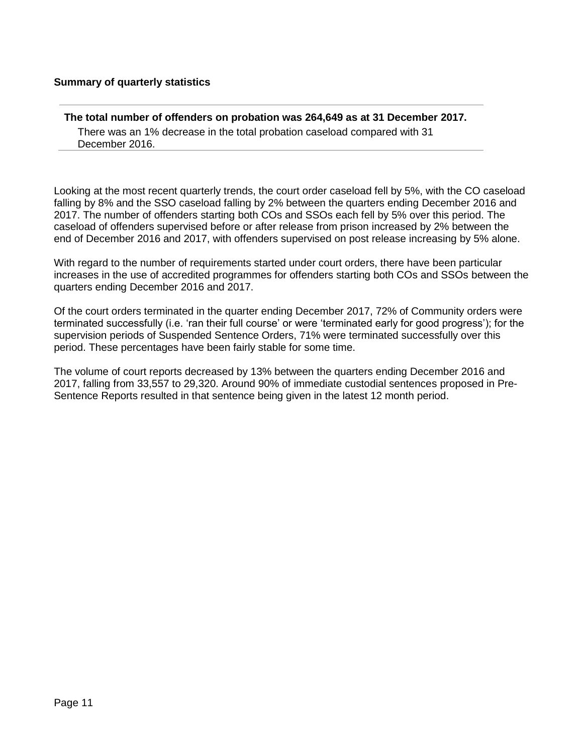**Summary of quarterly statistics**

---

**The total number of offenders on probation was 264,649 as at 31 December 2017.**

There was an 1% decrease in the total probation caseload compared with 31 December 2016.

---

Looking at the most recent quarterly trends, the court order caseload fell by 5%, with the CO caseload falling by 8% and the SSO caseload falling by 2% between the quarters ending December 2016 and 2017. The number of offenders starting both COs and SSOs each fell by 5% over this period. The caseload of offenders supervised before or after release from prison increased by 2% between the end of December 2016 and 2017, with offenders supervised on post release increasing by 5% alone.

With regard to the number of requirements started under court orders, there have been particular increases in the use of accredited programmes for offenders starting both COs and SSOs between the quarters ending December 2016 and 2017.

Of the court orders terminated in the quarter ending December 2017, 72% of Community orders were terminated successfully (i.e. 'ran their full course' or were 'terminated early for good progress'); for the supervision periods of Suspended Sentence Orders, 71% were terminated successfully over this period. These percentages have been fairly stable for some time.

The volume of court reports decreased by 13% between the quarters ending December 2016 and 2017, falling from 33,557 to 29,320. Around 90% of immediate custodial sentences proposed in Pre-Sentence Reports resulted in that sentence being given in the latest 12 month period.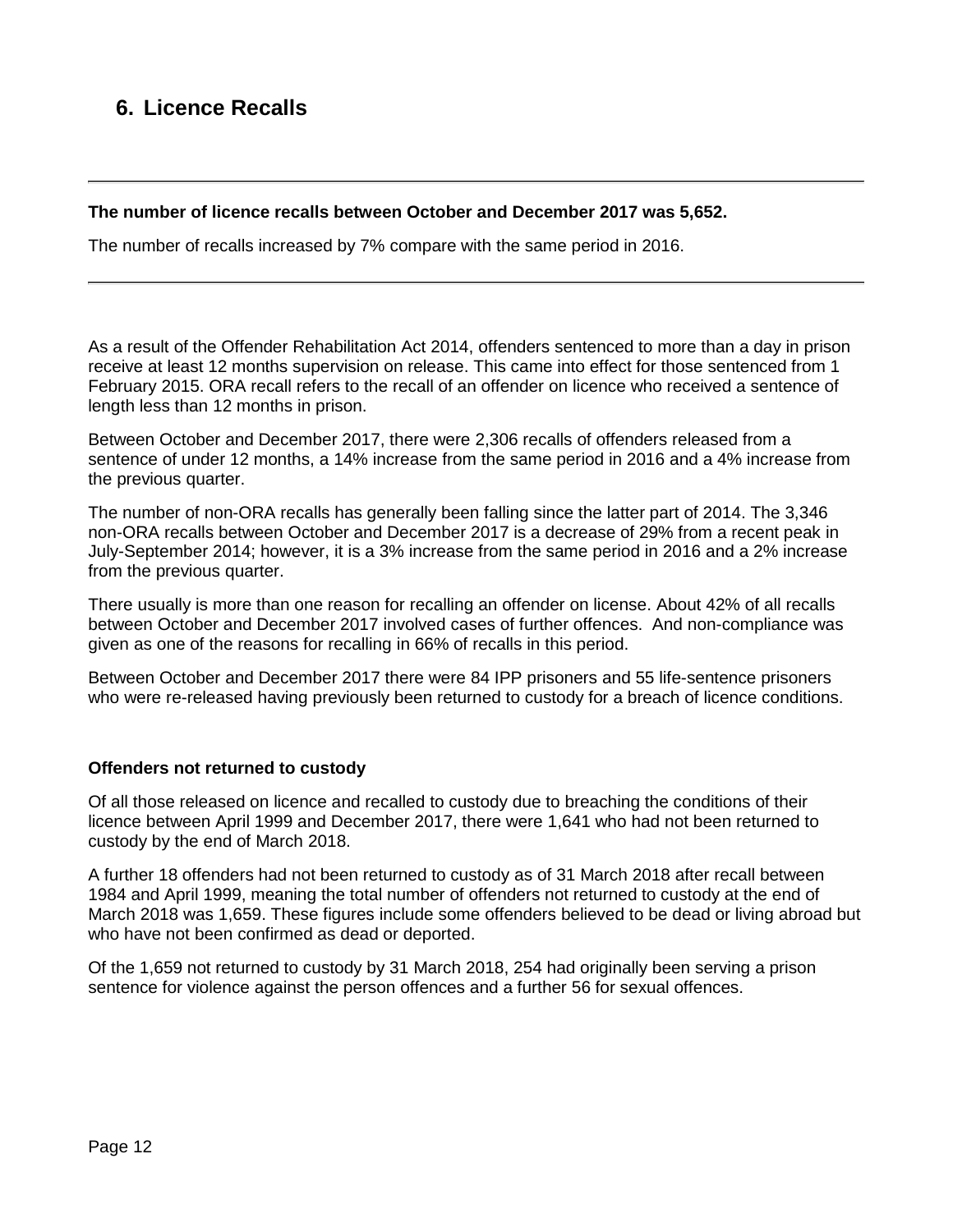## 6. Licence Recalls

---

**The number of licence recalls between October and December 2017 was 5,652.**

The number of recalls increased by 7% compare with the same period in 2016.

---

As a result of the Offender Rehabilitation Act 2014, offenders sentenced to more than a day in prison receive at least 12 months supervision on release. This came into effect for those sentenced from 1 February 2015. ORA recall refers to the recall of an offender on licence who received a sentence of length less than 12 months in prison.

Between October and December 2017, there were 2,306 recalls of offenders released from a sentence of under 12 months, a 14% increase from the same period in 2016 and a 4% increase from the previous quarter.

The number of non-ORA recalls has generally been falling since the latter part of 2014. The 3,346 non-ORA recalls between October and December 2017 is a decrease of 29% from a recent peak in July-September 2014; however, it is a 3% increase from the same period in 2016 and a 2% increase from the previous quarter.

There usually is more than one reason for recalling an offender on license. About 42% of all recalls between October and December 2017 involved cases of further offences. And non-compliance was given as one of the reasons for recalling in 66% of recalls in this period.

Between October and December 2017 there were 84 IPP prisoners and 55 life-sentence prisoners who were re-released having previously been returned to custody for a breach of licence conditions.

**Offenders not returned to custody**

Of all those released on licence and recalled to custody due to breaching the conditions of their licence between April 1999 and December 2017, there were 1,641 who had not been returned to custody by the end of March 2018.

A further 18 offenders had not been returned to custody as of 31 March 2018 after recall between 1984 and April 1999, meaning the total number of offenders not returned to custody at the end of March 2018 was 1,659. These figures include some offenders believed to be dead or living abroad but who have not been confirmed as dead or deported.

Of the 1,659 not returned to custody by 31 March 2018, 254 had originally been serving a prison sentence for violence against the person offences and a further 56 for sexual offences.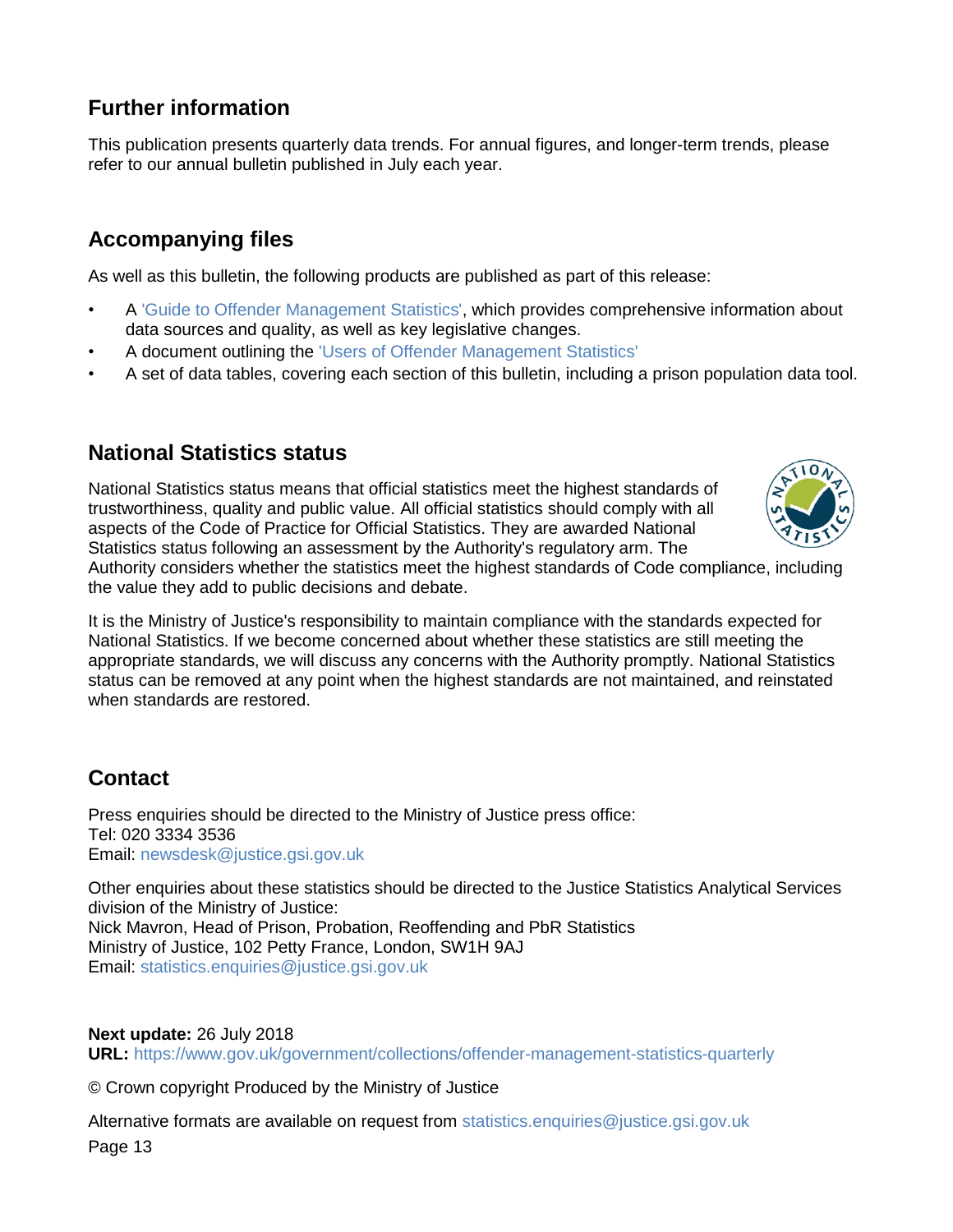## Further information

This publication presents quarterly data trends. For annual figures, and longer-term trends, please refer to our annual bulletin published in July each year.

## Accompanying files

As well as this bulletin, the following products are published as part of this release:

- A 'Guide to Offender Management Statistics', which provides comprehensive information about data sources and quality, as well as key legislative changes.
- A document outlining the 'Users of Offender Management Statistics'
- A set of data tables, covering each section of this bulletin, including a prison population data tool.

## National Statistics status

National Statistics status means that official statistics meet the highest standards of trustworthiness, quality and public value. All official statistics should comply with all aspects of the Code of Practice for Official Statistics. They are awarded National Statistics status following an assessment by the Authority's regulatory arm. The Authority considers whether the statistics meet the highest standards of Code compliance, including the value they add to public decisions and debate.

It is the Ministry of Justice's responsibility to maintain compliance with the standards expected for National Statistics. If we become concerned about whether these statistics are still meeting the appropriate standards, we will discuss any concerns with the Authority promptly. National Statistics status can be removed at any point when the highest standards are not maintained, and reinstated when standards are restored.

## Contact

Press enquiries should be directed to the Ministry of Justice press office:
Tel: 020 3334 3536
Email: newsdesk@justice.gsi.gov.uk

Other enquiries about these statistics should be directed to the Justice Statistics Analytical Services division of the Ministry of Justice:
Nick Mavron, Head of Prison, Probation, Reoffending and PbR Statistics
Ministry of Justice, 102 Petty France, London, SW1H 9AJ
Email: statistics.enquiries@justice.gsi.gov.uk

**Next update:** 26 July 2018
**URL:** https://www.gov.uk/government/collections/offender-management-statistics-quarterly

© Crown copyright Produced by the Ministry of Justice

Alternative formats are available on request from statistics.enquiries@justice.gsi.gov.uk